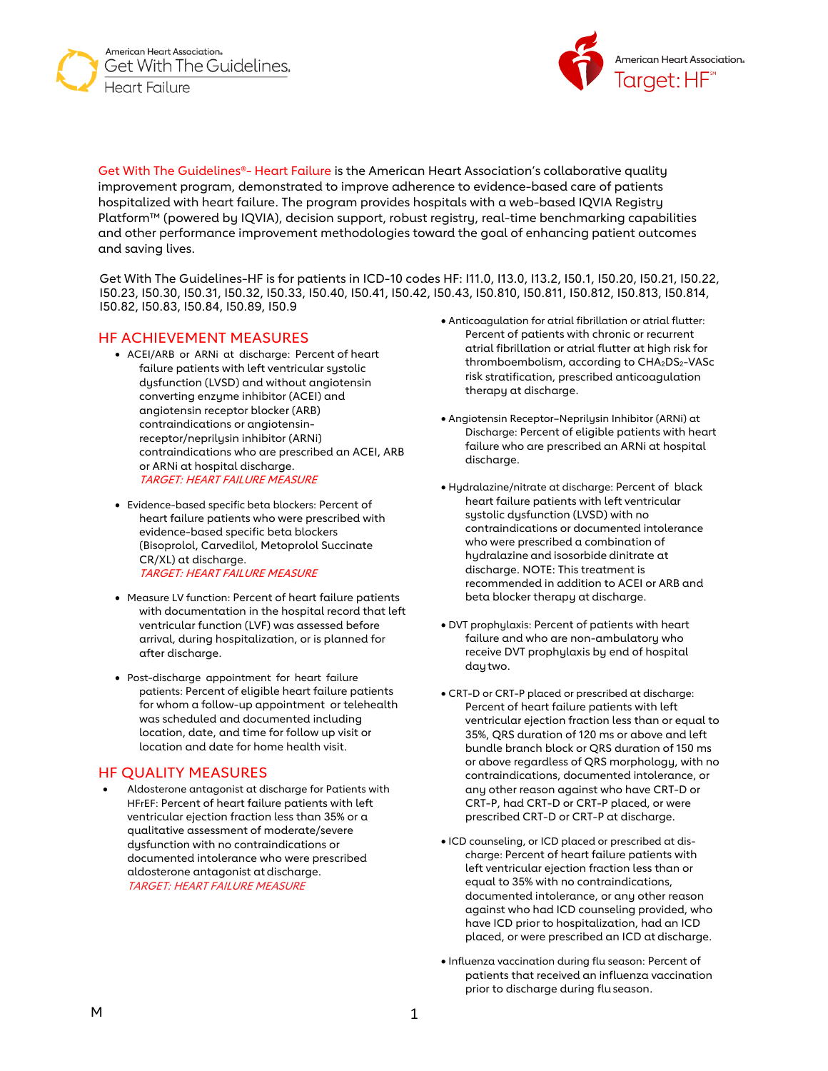Get With The Guidelines®- Heart Failure is the American Heart Association's collaborative quality improvement program, demonstrated to improve adherence to evidence-based care of patients hospitalized with heart failure. The program provides hospitals with a web-based IQVIA Registry Platform™ (powered by IQVIA), decision support, robust registry, real-time benchmarking capabilities and other performance improvement methodologies toward the goal of enhancing patient outcomes and saving lives.

Get With The Guidelines-HF is for patients in ICD-10 codes HF: I11.0, I13.0, I13.2, I50.1, I50.20, I50.21, I50.22, I50.23, I50.30, I50.31, I50.32, I50.33, I50.40, I50.41, I50.42, I50.43, I50.810, I50.811, I50.812, I50.813, I50.814, I50.82, I50.83, I50.84, I50.89, I50.9

## HF ACHIEVEMENT MEASURES

- ACEI/ARB or ARNi at discharge: Percent of heart failure patients with left ventricular systolic dysfunction (LVSD) and without angiotensin converting enzyme inhibitor (ACEI) and angiotensin receptor blocker (ARB) contraindications or angiotensin-receptor/neprilysin inhibitor (ARNi) contraindications who are prescribed an ACEI, ARB or ARNi at hospital discharge.
  *TARGET: HEART FAILURE MEASURE*

- Evidence-based specific beta blockers: Percent of heart failure patients who were prescribed with evidence-based specific beta blockers (Bisoprolol, Carvedilol, Metoprolol Succinate CR/XL) at discharge.
  *TARGET: HEART FAILURE MEASURE*

- Measure LV function: Percent of heart failure patients with documentation in the hospital record that left ventricular function (LVF) was assessed before arrival, during hospitalization, or is planned for after discharge.

- Post-discharge appointment for heart failure patients: Percent of eligible heart failure patients for whom a follow-up appointment or telehealth was scheduled and documented including location, date, and time for follow up visit or location and date for home health visit.

## HF QUALITY MEASURES

- Aldosterone antagonist at discharge for Patients with HFrEF: Percent of heart failure patients with left ventricular ejection fraction less than 35% or a qualitative assessment of moderate/severe dysfunction with no contraindications or documented intolerance who were prescribed aldosterone antagonist at discharge.
  *TARGET: HEART FAILURE MEASURE*

- Anticoagulation for atrial fibrillation or atrial flutter: Percent of patients with chronic or recurrent atrial fibrillation or atrial flutter at high risk for thromboembolism, according to $CHA_2DS_2$-VASc risk stratification, prescribed anticoagulation therapy at discharge.

- Angiotensin Receptor–Neprilysin Inhibitor (ARNi) at Discharge: Percent of eligible patients with heart failure who are prescribed an ARNi at hospital discharge.

- Hydralazine/nitrate at discharge: Percent of black heart failure patients with left ventricular systolic dysfunction (LVSD) with no contraindications or documented intolerance who were prescribed a combination of hydralazine and isosorbide dinitrate at discharge. NOTE: This treatment is recommended in addition to ACEI or ARB and beta blocker therapy at discharge.

- DVT prophylaxis: Percent of patients with heart failure and who are non-ambulatory who receive DVT prophylaxis by end of hospital day two.

- CRT-D or CRT-P placed or prescribed at discharge: Percent of heart failure patients with left ventricular ejection fraction less than or equal to 35%, QRS duration of 120 ms or above and left bundle branch block or QRS duration of 150 ms or above regardless of QRS morphology, with no contraindications, documented intolerance, or any other reason against who have CRT-D or CRT-P, had CRT-D or CRT-P placed, or were prescribed CRT-D or CRT-P at discharge.

- ICD counseling, or ICD placed or prescribed at discharge: Percent of heart failure patients with left ventricular ejection fraction less than or equal to 35% with no contraindications, documented intolerance, or any other reason against who had ICD counseling provided, who have ICD prior to hospitalization, had an ICD placed, or were prescribed an ICD at discharge.

- Influenza vaccination during flu season: Percent of patients that received an influenza vaccination prior to discharge during flu season.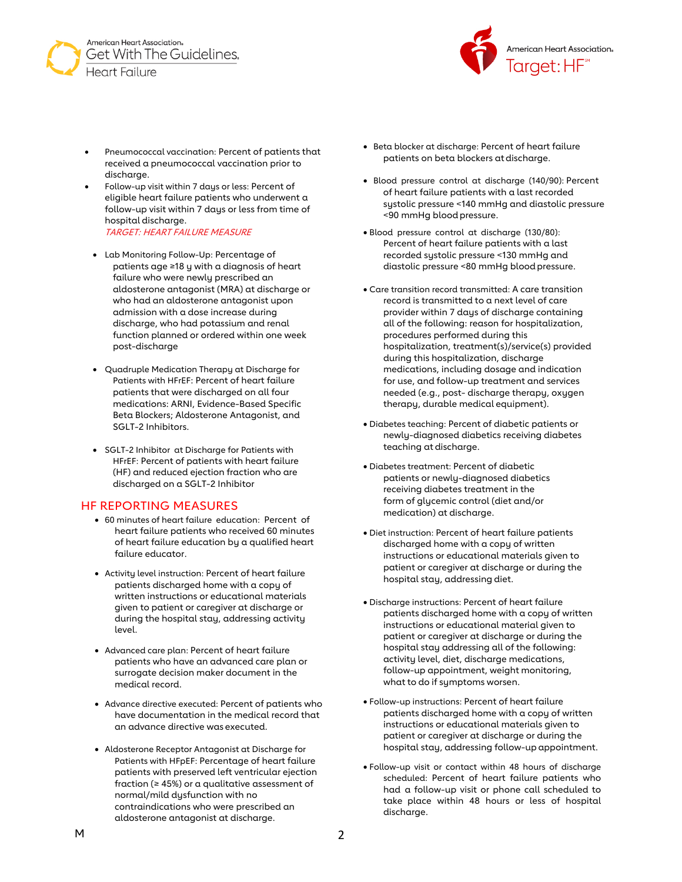- Pneumococcal vaccination: Percent of patients that received a pneumococcal vaccination prior to discharge.
- Follow-up visit within 7 days or less: Percent of eligible heart failure patients who underwent a follow-up visit within 7 days or less from time of hospital discharge.

*TARGET: HEART FAILURE MEASURE*

- Lab Monitoring Follow-Up: Percentage of patients age ≥18 y with a diagnosis of heart failure who were newly prescribed an aldosterone antagonist (MRA) at discharge or who had an aldosterone antagonist upon admission with a dose increase during discharge, who had potassium and renal function planned or ordered within one week post-discharge

- Quadruple Medication Therapy at Discharge for Patients with HFrEF: Percent of heart failure patients that were discharged on all four medications: ARNI, Evidence-Based Specific Beta Blockers; Aldosterone Antagonist, and SGLT-2 Inhibitors.

- SGLT-2 Inhibitor at Discharge for Patients with HFrEF: Percent of patients with heart failure (HF) and reduced ejection fraction who are discharged on a SGLT-2 Inhibitor

## HF REPORTING MEASURES

- 60 minutes of heart failure education: Percent of heart failure patients who received 60 minutes of heart failure education by a qualified heart failure educator.

- Activity level instruction: Percent of heart failure patients discharged home with a copy of written instructions or educational materials given to patient or caregiver at discharge or during the hospital stay, addressing activity level.

- Advanced care plan: Percent of heart failure patients who have an advanced care plan or surrogate decision maker document in the medical record.

- Advance directive executed: Percent of patients who have documentation in the medical record that an advance directive was executed.

- Aldosterone Receptor Antagonist at Discharge for Patients with HFpEF: Percentage of heart failure patients with preserved left ventricular ejection fraction (≥ 45%) or a qualitative assessment of normal/mild dysfunction with no contraindications who were prescribed an aldosterone antagonist at discharge.

- Beta blocker at discharge: Percent of heart failure patients on beta blockers at discharge.

- Blood pressure control at discharge (140/90): Percent of heart failure patients with a last recorded systolic pressure <140 mmHg and diastolic pressure <90 mmHg blood pressure.

- Blood pressure control at discharge (130/80): Percent of heart failure patients with a last recorded systolic pressure <130 mmHg and diastolic pressure <80 mmHg blood pressure.

- Care transition record transmitted: A care transition record is transmitted to a next level of care provider within 7 days of discharge containing all of the following: reason for hospitalization, procedures performed during this hospitalization, treatment(s)/service(s) provided during this hospitalization, discharge medications, including dosage and indication for use, and follow-up treatment and services needed (e.g., post- discharge therapy, oxygen therapy, durable medical equipment).

- Diabetes teaching: Percent of diabetic patients or newly-diagnosed diabetics receiving diabetes teaching at discharge.

- Diabetes treatment: Percent of diabetic patients or newly-diagnosed diabetics receiving diabetes treatment in the form of glycemic control (diet and/or medication) at discharge.

- Diet instruction: Percent of heart failure patients discharged home with a copy of written instructions or educational materials given to patient or caregiver at discharge or during the hospital stay, addressing diet.

- Discharge instructions: Percent of heart failure patients discharged home with a copy of written instructions or educational material given to patient or caregiver at discharge or during the hospital stay addressing all of the following: activity level, diet, discharge medications, follow-up appointment, weight monitoring, what to do if symptoms worsen.

- Follow-up instructions: Percent of heart failure patients discharged home with a copy of written instructions or educational materials given to patient or caregiver at discharge or during the hospital stay, addressing follow-up appointment.

- Follow-up visit or contact within 48 hours of discharge scheduled: Percent of heart failure patients who had a follow-up visit or phone call scheduled to take place within 48 hours or less of hospital discharge.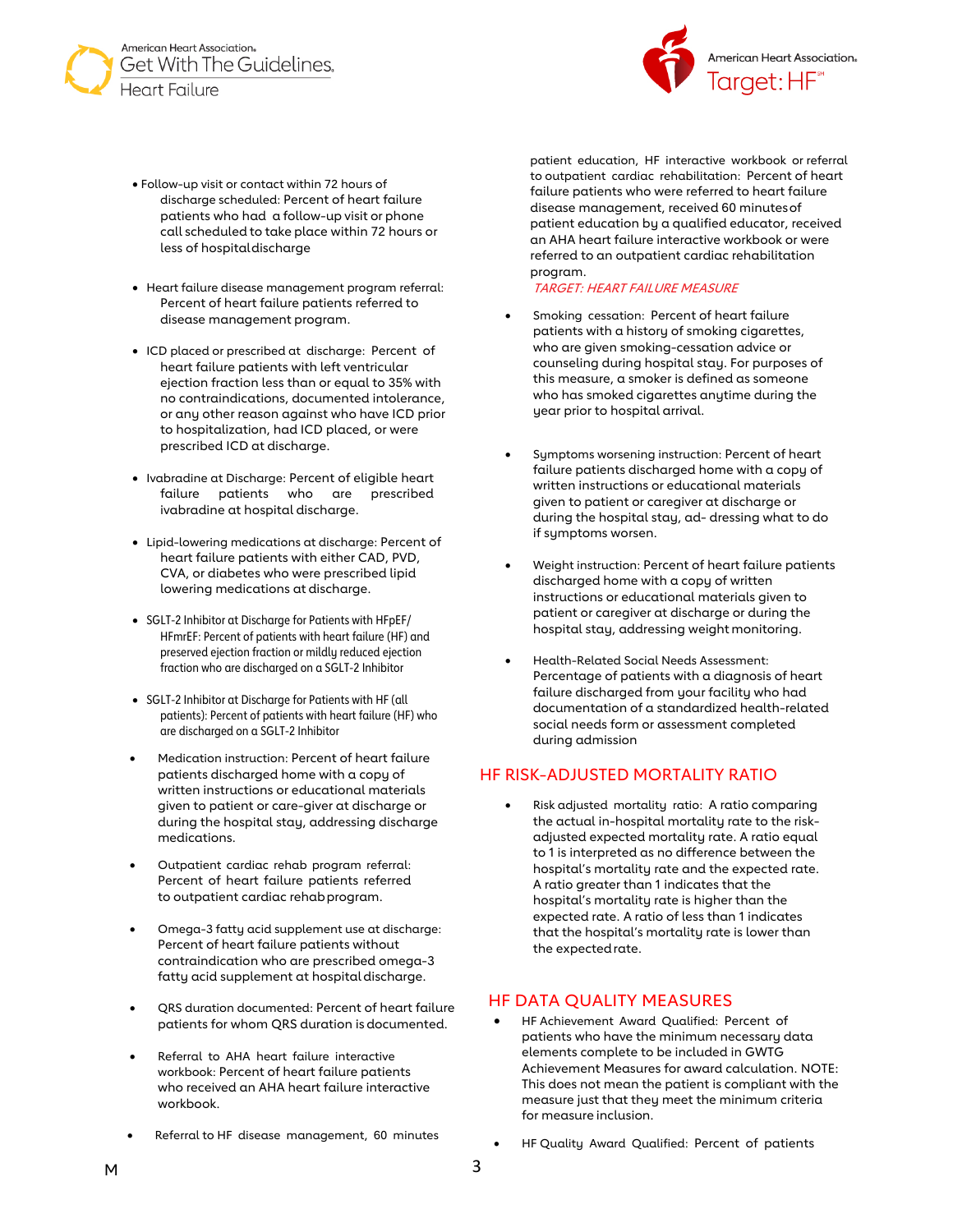- Follow-up visit or contact within 72 hours of discharge scheduled: Percent of heart failure patients who had a follow-up visit or phone call scheduled to take place within 72 hours or less of hospital discharge

- Heart failure disease management program referral: Percent of heart failure patients referred to disease management program.

- ICD placed or prescribed at discharge: Percent of heart failure patients with left ventricular ejection fraction less than or equal to 35% with no contraindications, documented intolerance, or any other reason against who have ICD prior to hospitalization, had ICD placed, or were prescribed ICD at discharge.

- Ivabradine at Discharge: Percent of eligible heart failure patients who are prescribed ivabradine at hospital discharge.

- Lipid-lowering medications at discharge: Percent of heart failure patients with either CAD, PVD, CVA, or diabetes who were prescribed lipid lowering medications at discharge.

- SGLT-2 Inhibitor at Discharge for Patients with HFpEF/ HFmrEF: Percent of patients with heart failure (HF) and preserved ejection fraction or mildly reduced ejection fraction who are discharged on a SGLT-2 Inhibitor

- SGLT-2 Inhibitor at Discharge for Patients with HF (all patients): Percent of patients with heart failure (HF) who are discharged on a SGLT-2 Inhibitor

- Medication instruction: Percent of heart failure patients discharged home with a copy of written instructions or educational materials given to patient or care-giver at discharge or during the hospital stay, addressing discharge medications.

- Outpatient cardiac rehab program referral: Percent of heart failure patients referred to outpatient cardiac rehab program.

- Omega-3 fatty acid supplement use at discharge: Percent of heart failure patients without contraindication who are prescribed omega-3 fatty acid supplement at hospital discharge.

- QRS duration documented: Percent of heart failure patients for whom QRS duration is documented.

- Referral to AHA heart failure interactive workbook: Percent of heart failure patients who received an AHA heart failure interactive workbook.

- Referral to HF disease management, 60 minutes patient education, HF interactive workbook or referral to outpatient cardiac rehabilitation: Percent of heart failure patients who were referred to heart failure disease management, received 60 minutes of patient education by a qualified educator, received an AHA heart failure interactive workbook or were referred to an outpatient cardiac rehabilitation program.
  *TARGET: HEART FAILURE MEASURE*

- Smoking cessation: Percent of heart failure patients with a history of smoking cigarettes, who are given smoking-cessation advice or counseling during hospital stay. For purposes of this measure, a smoker is defined as someone who has smoked cigarettes anytime during the year prior to hospital arrival.

- Symptoms worsening instruction: Percent of heart failure patients discharged home with a copy of written instructions or educational materials given to patient or caregiver at discharge or during the hospital stay, ad- dressing what to do if symptoms worsen.

- Weight instruction: Percent of heart failure patients discharged home with a copy of written instructions or educational materials given to patient or caregiver at discharge or during the hospital stay, addressing weight monitoring.

- Health-Related Social Needs Assessment: Percentage of patients with a diagnosis of heart failure discharged from your facility who had documentation of a standardized health-related social needs form or assessment completed during admission

## HF RISK-ADJUSTED MORTALITY RATIO

- Risk adjusted mortality ratio: A ratio comparing the actual in-hospital mortality rate to the risk-adjusted expected mortality rate. A ratio equal to 1 is interpreted as no difference between the hospital's mortality rate and the expected rate. A ratio greater than 1 indicates that the hospital's mortality rate is higher than the expected rate. A ratio of less than 1 indicates that the hospital's mortality rate is lower than the expected rate.

## HF DATA QUALITY MEASURES

- HF Achievement Award Qualified: Percent of patients who have the minimum necessary data elements complete to be included in GWTG Achievement Measures for award calculation. NOTE: This does not mean the patient is compliant with the measure just that they meet the minimum criteria for measure inclusion.

- HF Quality Award Qualified: Percent of patients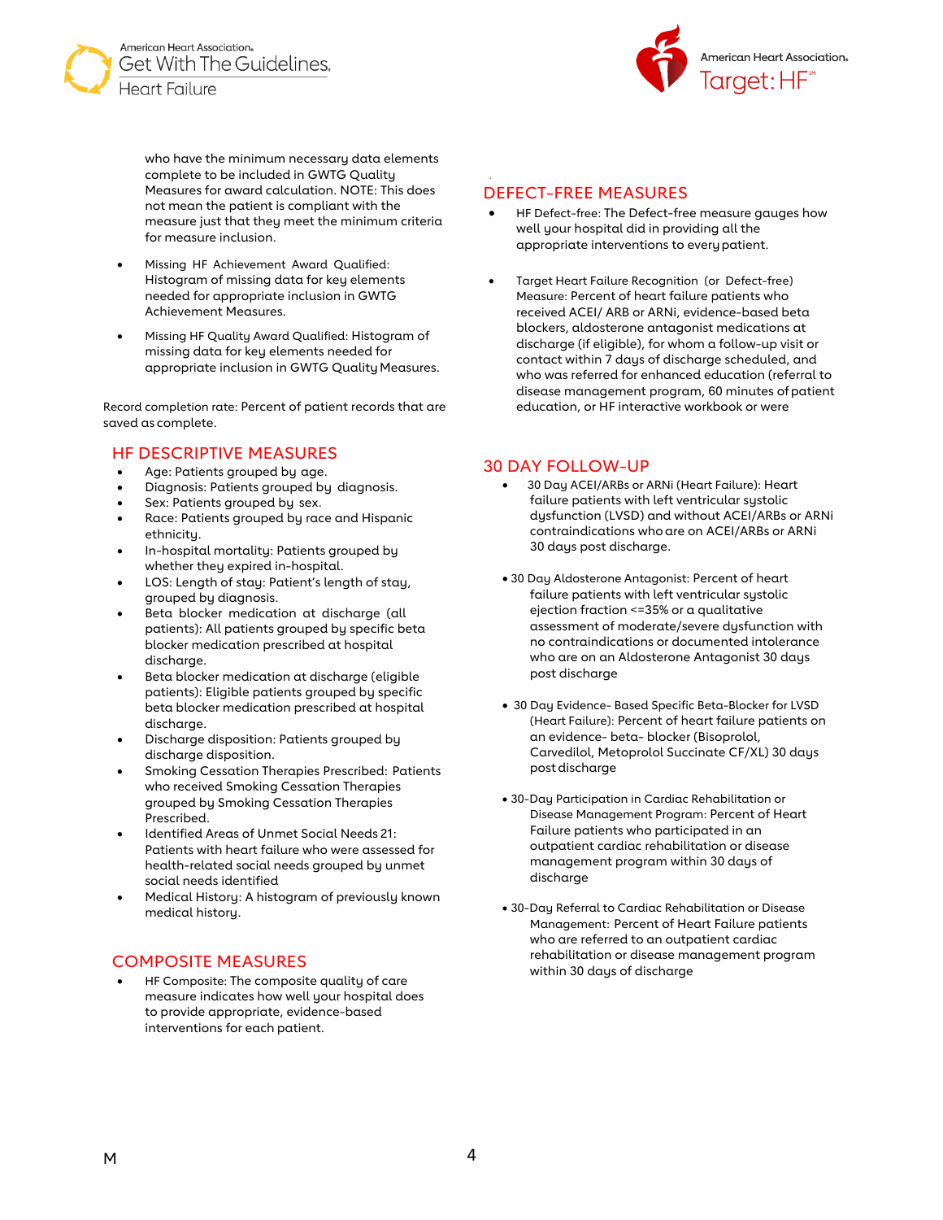who have the minimum necessary data elements complete to be included in GWTG Quality Measures for award calculation. NOTE: This does not mean the patient is compliant with the measure just that they meet the minimum criteria for measure inclusion.

- Missing HF Achievement Award Qualified: Histogram of missing data for key elements needed for appropriate inclusion in GWTG Achievement Measures.
- Missing HF Quality Award Qualified: Histogram of missing data for key elements needed for appropriate inclusion in GWTG Quality Measures.

Record completion rate: Percent of patient records that are saved as complete.

## HF DESCRIPTIVE MEASURES

- Age: Patients grouped by age.
- Diagnosis: Patients grouped by diagnosis.
- Sex: Patients grouped by sex.
- Race: Patients grouped by race and Hispanic ethnicity.
- In-hospital mortality: Patients grouped by whether they expired in-hospital.
- LOS: Length of stay: Patient's length of stay, grouped by diagnosis.
- Beta blocker medication at discharge (all patients): All patients grouped by specific beta blocker medication prescribed at hospital discharge.
- Beta blocker medication at discharge (eligible patients): Eligible patients grouped by specific beta blocker medication prescribed at hospital discharge.
- Discharge disposition: Patients grouped by discharge disposition.
- Smoking Cessation Therapies Prescribed: Patients who received Smoking Cessation Therapies grouped by Smoking Cessation Therapies Prescribed.
- Identified Areas of Unmet Social Needs 21: Patients with heart failure who were assessed for health-related social needs grouped by unmet social needs identified
- Medical History: A histogram of previously known medical history.

## COMPOSITE MEASURES

- HF Composite: The composite quality of care measure indicates how well your hospital does to provide appropriate, evidence-based interventions for each patient.

## DEFECT-FREE MEASURES

- HF Defect-free: The Defect-free measure gauges how well your hospital did in providing all the appropriate interventions to every patient.
- Target Heart Failure Recognition (or Defect-free) Measure: Percent of heart failure patients who received ACEI/ ARB or ARNi, evidence-based beta blockers, aldosterone antagonist medications at discharge (if eligible), for whom a follow-up visit or contact within 7 days of discharge scheduled, and who was referred for enhanced education (referral to disease management program, 60 minutes of patient education, or HF interactive workbook or were

## 30 DAY FOLLOW-UP

- 30 Day ACEI/ARBs or ARNi (Heart Failure): Heart failure patients with left ventricular systolic dysfunction (LVSD) and without ACEI/ARBs or ARNi contraindications who are on ACEI/ARBs or ARNi 30 days post discharge.
- 30 Day Aldosterone Antagonist: Percent of heart failure patients with left ventricular systolic ejection fraction <=35% or a qualitative assessment of moderate/severe dysfunction with no contraindications or documented intolerance who are on an Aldosterone Antagonist 30 days post discharge
- 30 Day Evidence- Based Specific Beta-Blocker for LVSD (Heart Failure): Percent of heart failure patients on an evidence- beta- blocker (Bisoprolol, Carvedilol, Metoprolol Succinate CF/XL) 30 days post discharge
- 30-Day Participation in Cardiac Rehabilitation or Disease Management Program: Percent of Heart Failure patients who participated in an outpatient cardiac rehabilitation or disease management program within 30 days of discharge
- 30-Day Referral to Cardiac Rehabilitation or Disease Management: Percent of Heart Failure patients who are referred to an outpatient cardiac rehabilitation or disease management program within 30 days of discharge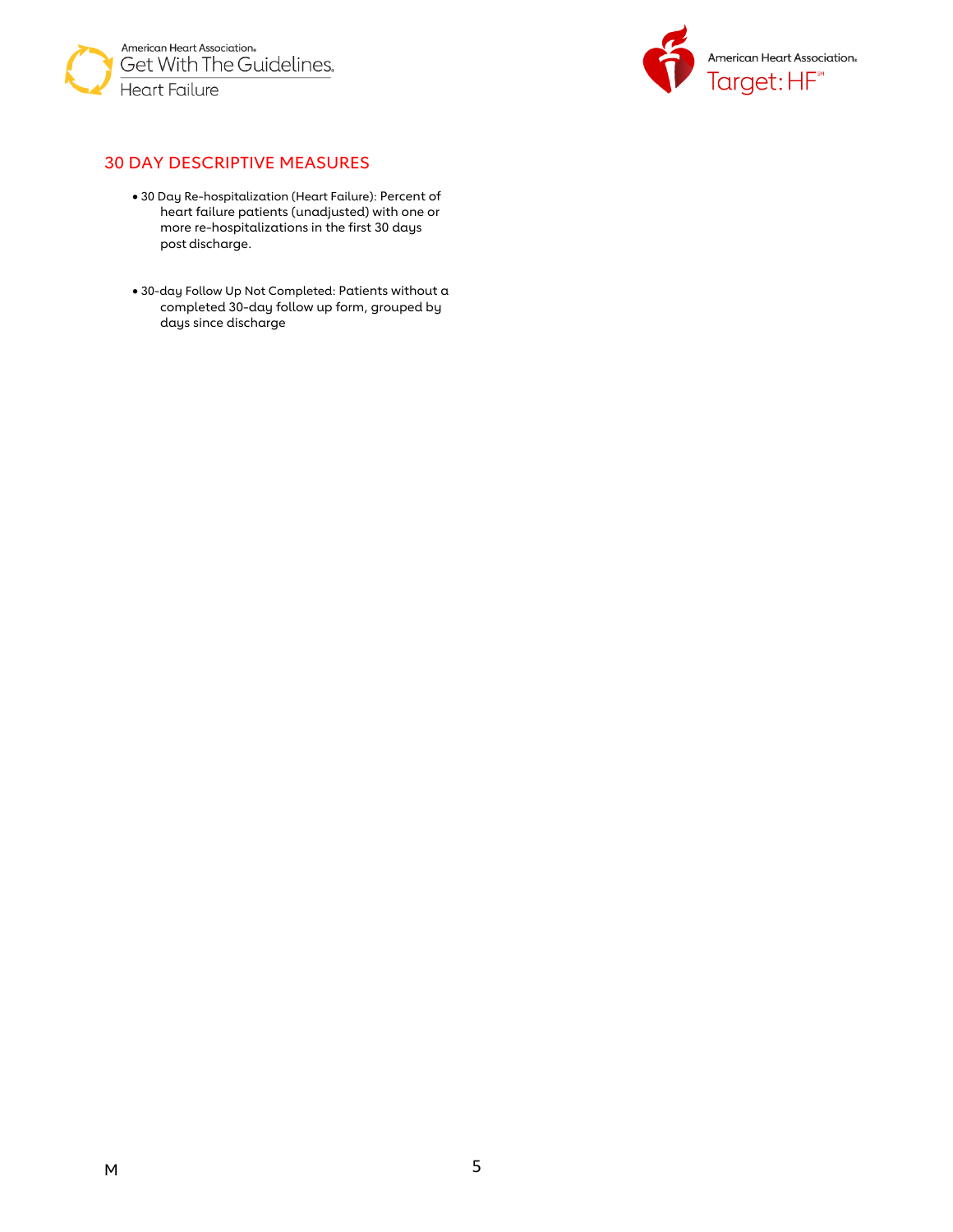## 30 DAY DESCRIPTIVE MEASURES

- 30 Day Re-hospitalization (Heart Failure): Percent of heart failure patients (unadjusted) with one or more re-hospitalizations in the first 30 days post discharge.

- 30-day Follow Up Not Completed: Patients without a completed 30-day follow up form, grouped by days since discharge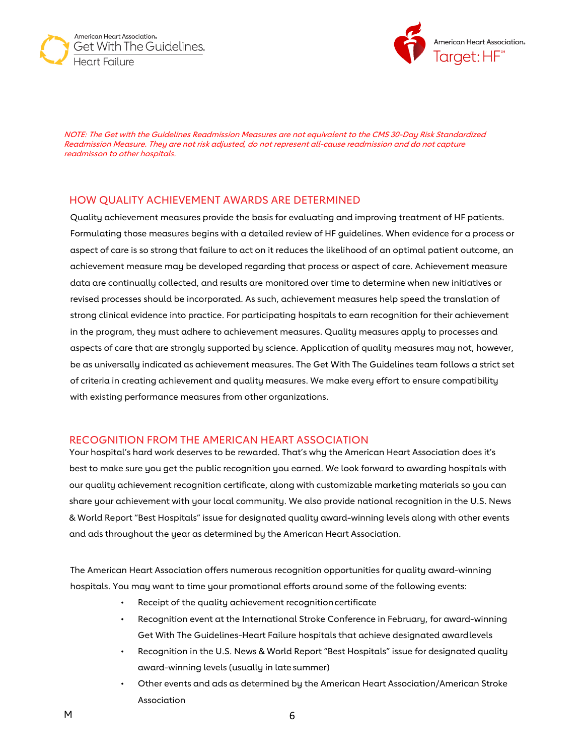*NOTE: The Get with the Guidelines Readmission Measures are not equivalent to the CMS 30-Day Risk Standardized Readmission Measure. They are not risk adjusted, do not represent all-cause readmission and do not capture readmisson to other hospitals.*

## HOW QUALITY ACHIEVEMENT AWARDS ARE DETERMINED

Quality achievement measures provide the basis for evaluating and improving treatment of HF patients. Formulating those measures begins with a detailed review of HF guidelines. When evidence for a process or aspect of care is so strong that failure to act on it reduces the likelihood of an optimal patient outcome, an achievement measure may be developed regarding that process or aspect of care. Achievement measure data are continually collected, and results are monitored over time to determine when new initiatives or revised processes should be incorporated. As such, achievement measures help speed the translation of strong clinical evidence into practice. For participating hospitals to earn recognition for their achievement in the program, they must adhere to achievement measures. Quality measures apply to processes and aspects of care that are strongly supported by science. Application of quality measures may not, however, be as universally indicated as achievement measures. The Get With The Guidelines team follows a strict set of criteria in creating achievement and quality measures. We make every effort to ensure compatibility with existing performance measures from other organizations.

## RECOGNITION FROM THE AMERICAN HEART ASSOCIATION

Your hospital's hard work deserves to be rewarded. That's why the American Heart Association does it's best to make sure you get the public recognition you earned. We look forward to awarding hospitals with our quality achievement recognition certificate, along with customizable marketing materials so you can share your achievement with your local community. We also provide national recognition in the U.S. News & World Report "Best Hospitals" issue for designated quality award-winning levels along with other events and ads throughout the year as determined by the American Heart Association.

The American Heart Association offers numerous recognition opportunities for quality award-winning hospitals. You may want to time your promotional efforts around some of the following events:

- Receipt of the quality achievement recognition certificate
- Recognition event at the International Stroke Conference in February, for award-winning Get With The Guidelines-Heart Failure hospitals that achieve designated award levels
- Recognition in the U.S. News & World Report "Best Hospitals" issue for designated quality award-winning levels (usually in late summer)
- Other events and ads as determined by the American Heart Association/American Stroke Association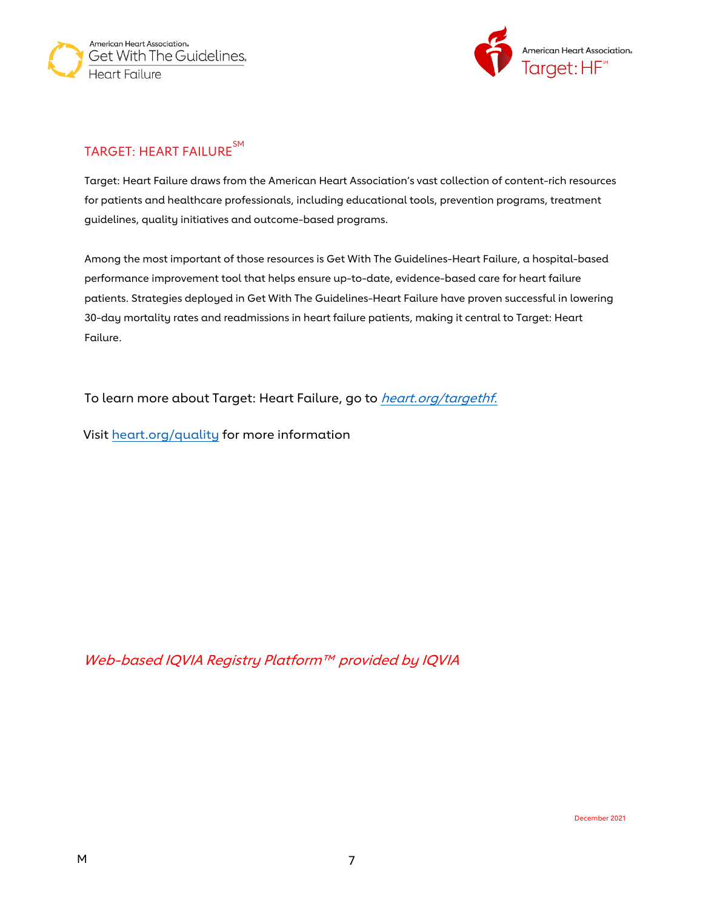## TARGET: HEART FAILURE[SM]

Target: Heart Failure draws from the American Heart Association's vast collection of content-rich resources for patients and healthcare professionals, including educational tools, prevention programs, treatment guidelines, quality initiatives and outcome-based programs.

Among the most important of those resources is Get With The Guidelines-Heart Failure, a hospital-based performance improvement tool that helps ensure up-to-date, evidence-based care for heart failure patients. Strategies deployed in Get With The Guidelines-Heart Failure have proven successful in lowering 30-day mortality rates and readmissions in heart failure patients, making it central to Target: Heart Failure.

To learn more about Target: Heart Failure, go to *heart.org/targethf.*

Visit heart.org/quality for more information

*Web-based IQVIA Registry Platform™ provided by IQVIA*

December 2021